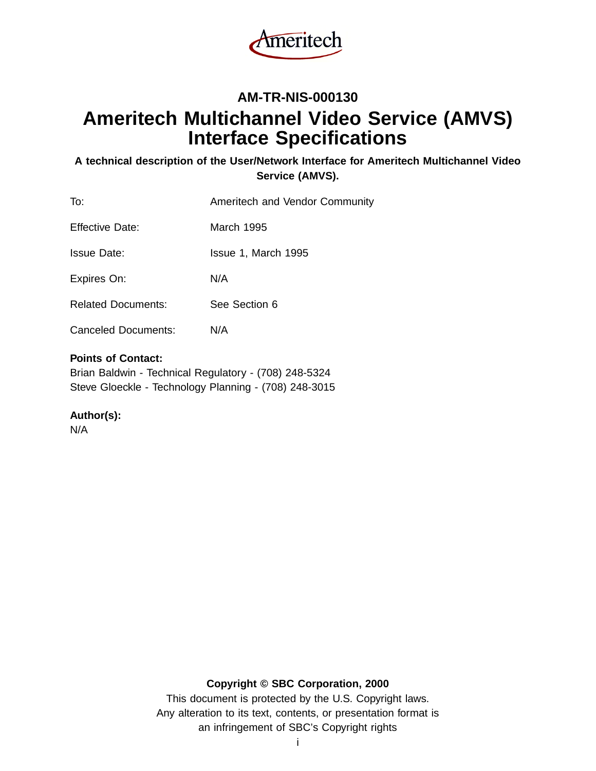Ameritech

**AM-TR-NIS-000130**

# Ameritech Multichannel Video Service (AMVS) Interface Specifications

**A technical description of the User/Network Interface for Ameritech Multichannel Video Service (AMVS).**

| | |
|---|---|
| To: | Ameritech and Vendor Community |
| Effective Date: | March 1995 |
| Issue Date: | Issue 1, March 1995 |
| Expires On: | N/A |
| Related Documents: | See Section 6 |
| Canceled Documents: | N/A |

**Points of Contact:**
Brian Baldwin - Technical Regulatory - (708) 248-5324
Steve Gloeckle - Technology Planning - (708) 248-3015

**Author(s):**
N/A

**Copyright © SBC Corporation, 2000**
This document is protected by the U.S. Copyright laws.
Any alteration to its text, contents, or presentation format is
an infringement of SBC's Copyright rights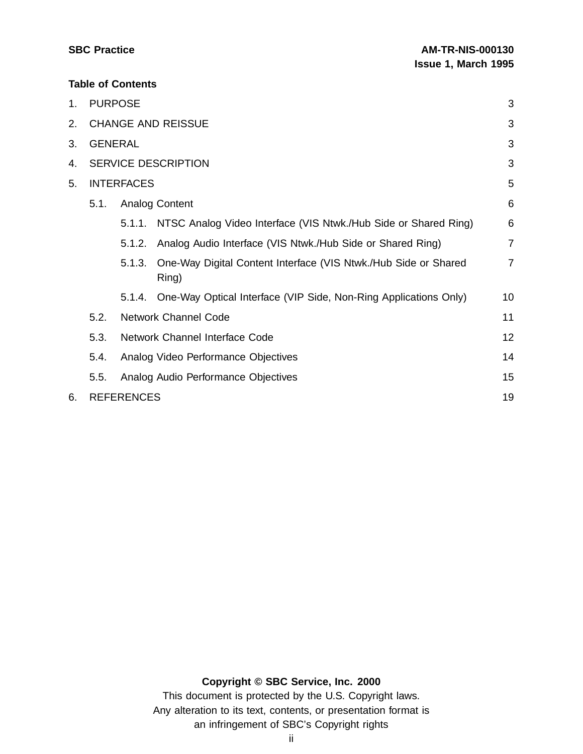**Table of Contents**

1. PURPOSE 3
2. CHANGE AND REISSUE 3
3. GENERAL 3
4. SERVICE DESCRIPTION 3
5. INTERFACES 5
   - 5.1. Analog Content 6
     - 5.1.1. NTSC Analog Video Interface (VIS Ntwk./Hub Side or Shared Ring) 6
     - 5.1.2. Analog Audio Interface (VIS Ntwk./Hub Side or Shared Ring) 7
     - 5.1.3. One-Way Digital Content Interface (VIS Ntwk./Hub Side or Shared Ring) 7
     - 5.1.4. One-Way Optical Interface (VIP Side, Non-Ring Applications Only) 10
   - 5.2. Network Channel Code 11
   - 5.3. Network Channel Interface Code 12
   - 5.4. Analog Video Performance Objectives 14
   - 5.5. Analog Audio Performance Objectives 15
6. REFERENCES 19

**Copyright © SBC Service, Inc. 2000**

This document is protected by the U.S. Copyright laws.
Any alteration to its text, contents, or presentation format is an infringement of SBC's Copyright rights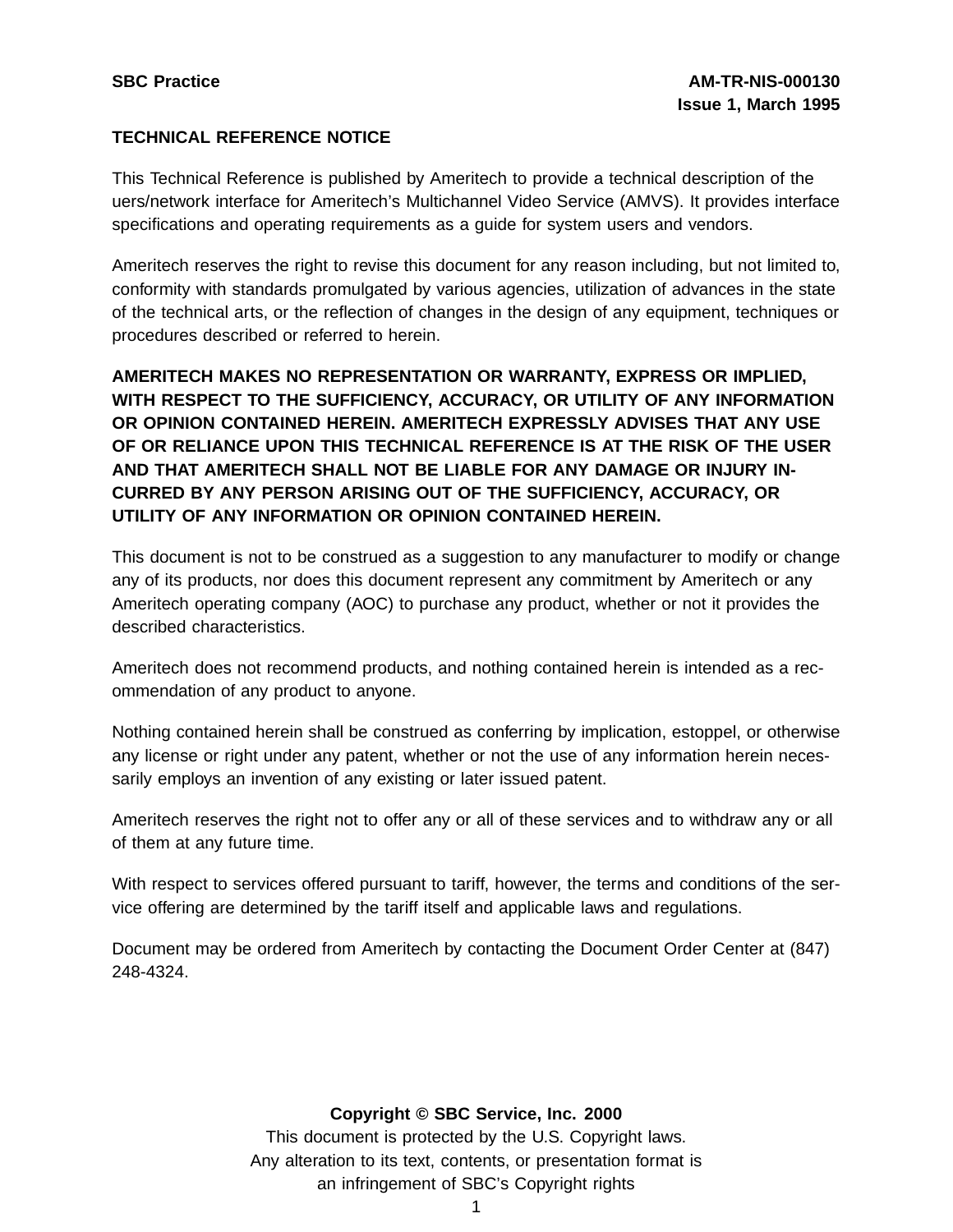## TECHNICAL REFERENCE NOTICE

This Technical Reference is published by Ameritech to provide a technical description of the uers/network interface for Ameritech's Multichannel Video Service (AMVS). It provides interface specifications and operating requirements as a guide for system users and vendors.

Ameritech reserves the right to revise this document for any reason including, but not limited to, conformity with standards promulgated by various agencies, utilization of advances in the state of the technical arts, or the reflection of changes in the design of any equipment, techniques or procedures described or referred to herein.

**AMERITECH MAKES NO REPRESENTATION OR WARRANTY, EXPRESS OR IMPLIED, WITH RESPECT TO THE SUFFICIENCY, ACCURACY, OR UTILITY OF ANY INFORMATION OR OPINION CONTAINED HEREIN. AMERITECH EXPRESSLY ADVISES THAT ANY USE OF OR RELIANCE UPON THIS TECHNICAL REFERENCE IS AT THE RISK OF THE USER AND THAT AMERITECH SHALL NOT BE LIABLE FOR ANY DAMAGE OR INJURY INCURRED BY ANY PERSON ARISING OUT OF THE SUFFICIENCY, ACCURACY, OR UTILITY OF ANY INFORMATION OR OPINION CONTAINED HEREIN.**

This document is not to be construed as a suggestion to any manufacturer to modify or change any of its products, nor does this document represent any commitment by Ameritech or any Ameritech operating company (AOC) to purchase any product, whether or not it provides the described characteristics.

Ameritech does not recommend products, and nothing contained herein is intended as a recommendation of any product to anyone.

Nothing contained herein shall be construed as conferring by implication, estoppel, or otherwise any license or right under any patent, whether or not the use of any information herein necessarily employs an invention of any existing or later issued patent.

Ameritech reserves the right not to offer any or all of these services and to withdraw any or all of them at any future time.

With respect to services offered pursuant to tariff, however, the terms and conditions of the service offering are determined by the tariff itself and applicable laws and regulations.

Document may be ordered from Ameritech by contacting the Document Order Center at (847) 248-4324.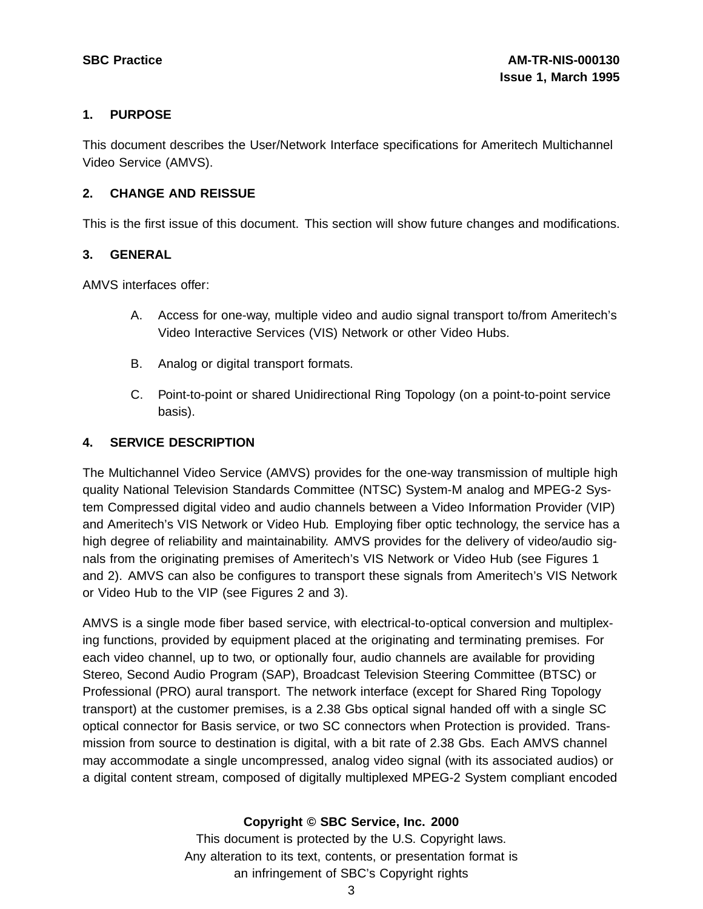## 1. PURPOSE

This document describes the User/Network Interface specifications for Ameritech Multichannel Video Service (AMVS).

## 2. CHANGE AND REISSUE

This is the first issue of this document. This section will show future changes and modifications.

## 3. GENERAL

AMVS interfaces offer:

A. Access for one-way, multiple video and audio signal transport to/from Ameritech's Video Interactive Services (VIS) Network or other Video Hubs.

B. Analog or digital transport formats.

C. Point-to-point or shared Unidirectional Ring Topology (on a point-to-point service basis).

## 4. SERVICE DESCRIPTION

The Multichannel Video Service (AMVS) provides for the one-way transmission of multiple high quality National Television Standards Committee (NTSC) System-M analog and MPEG-2 System Compressed digital video and audio channels between a Video Information Provider (VIP) and Ameritech's VIS Network or Video Hub. Employing fiber optic technology, the service has a high degree of reliability and maintainability. AMVS provides for the delivery of video/audio signals from the originating premises of Ameritech's VIS Network or Video Hub (see Figures 1 and 2). AMVS can also be configures to transport these signals from Ameritech's VIS Network or Video Hub to the VIP (see Figures 2 and 3).

AMVS is a single mode fiber based service, with electrical-to-optical conversion and multiplexing functions, provided by equipment placed at the originating and terminating premises. For each video channel, up to two, or optionally four, audio channels are available for providing Stereo, Second Audio Program (SAP), Broadcast Television Steering Committee (BTSC) or Professional (PRO) aural transport. The network interface (except for Shared Ring Topology transport) at the customer premises, is a 2.38 Gbs optical signal handed off with a single SC optical connector for Basis service, or two SC connectors when Protection is provided. Transmission from source to destination is digital, with a bit rate of 2.38 Gbs. Each AMVS channel may accommodate a single uncompressed, analog video signal (with its associated audios) or a digital content stream, composed of digitally multiplexed MPEG-2 System compliant encoded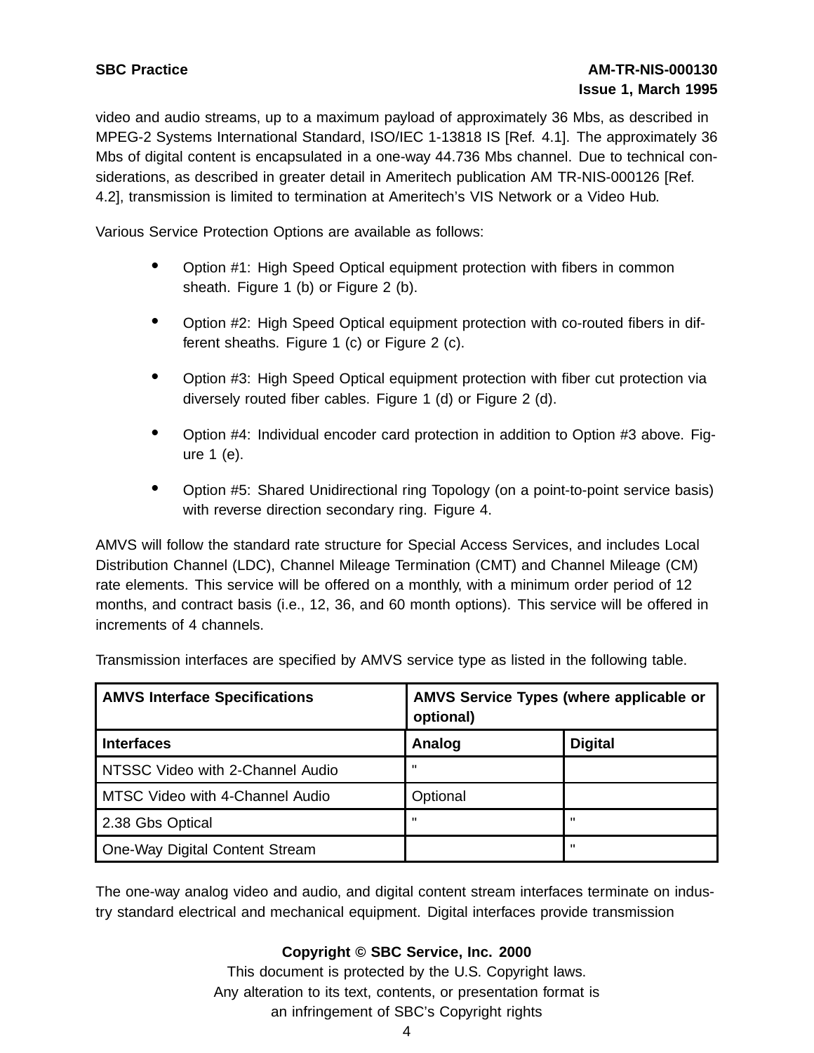video and audio streams, up to a maximum payload of approximately 36 Mbs, as described in MPEG-2 Systems International Standard, ISO/IEC 1-13818 IS [Ref. 4.1]. The approximately 36 Mbs of digital content is encapsulated in a one-way 44.736 Mbs channel. Due to technical considerations, as described in greater detail in Ameritech publication AM TR-NIS-000126 [Ref. 4.2], transmission is limited to termination at Ameritech's VIS Network or a Video Hub.

Various Service Protection Options are available as follows:

- Option #1: High Speed Optical equipment protection with fibers in common sheath. Figure 1 (b) or Figure 2 (b).
- Option #2: High Speed Optical equipment protection with co-routed fibers in different sheaths. Figure 1 (c) or Figure 2 (c).
- Option #3: High Speed Optical equipment protection with fiber cut protection via diversely routed fiber cables. Figure 1 (d) or Figure 2 (d).
- Option #4: Individual encoder card protection in addition to Option #3 above. Figure 1 (e).
- Option #5: Shared Unidirectional ring Topology (on a point-to-point service basis) with reverse direction secondary ring. Figure 4.

AMVS will follow the standard rate structure for Special Access Services, and includes Local Distribution Channel (LDC), Channel Mileage Termination (CMT) and Channel Mileage (CM) rate elements. This service will be offered on a monthly, with a minimum order period of 12 months, and contract basis (i.e., 12, 36, and 60 month options). This service will be offered in increments of 4 channels.

Transmission interfaces are specified by AMVS service type as listed in the following table.

| **AMVS Interface Specifications** | **AMVS Service Types (where applicable or optional)** | |
|---|---|---|
| **Interfaces** | **Analog** | **Digital** |
| NTSSC Video with 2-Channel Audio | " | |
| MTSC Video with 4-Channel Audio | Optional | |
| 2.38 Gbs Optical | " | " |
| One-Way Digital Content Stream | | " |

The one-way analog video and audio, and digital content stream interfaces terminate on industry standard electrical and mechanical equipment. Digital interfaces provide transmission

**Copyright © SBC Service, Inc. 2000**

This document is protected by the U.S. Copyright laws.
Any alteration to its text, contents, or presentation format is
an infringement of SBC's Copyright rights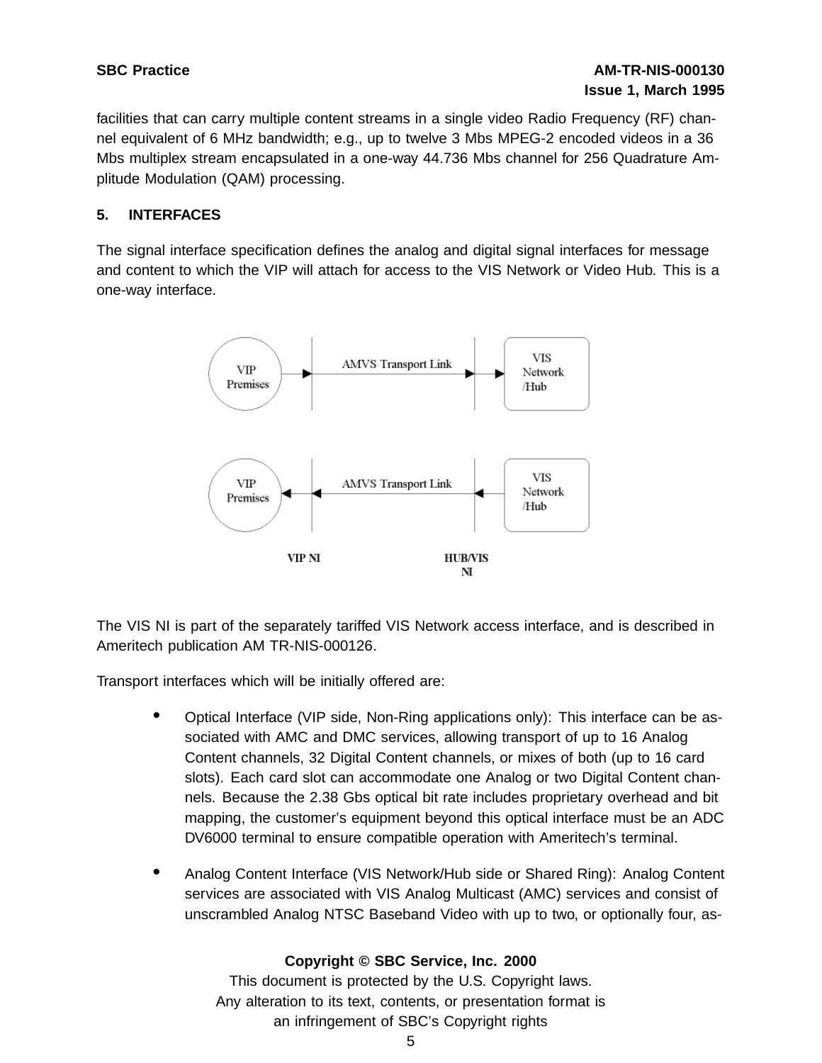facilities that can carry multiple content streams in a single video Radio Frequency (RF) channel equivalent of 6 MHz bandwidth; e.g., up to twelve 3 Mbs MPEG-2 encoded videos in a 36 Mbs multiplex stream encapsulated in a one-way 44.736 Mbs channel for 256 Quadrature Amplitude Modulation (QAM) processing.

## 5. INTERFACES

The signal interface specification defines the analog and digital signal interfaces for message and content to which the VIP will attach for access to the VIS Network or Video Hub. This is a one-way interface.

The VIS NI is part of the separately tariffed VIS Network access interface, and is described in Ameritech publication AM TR-NIS-000126.

Transport interfaces which will be initially offered are:

- Optical Interface (VIP side, Non-Ring applications only): This interface can be associated with AMC and DMC services, allowing transport of up to 16 Analog Content channels, 32 Digital Content channels, or mixes of both (up to 16 card slots). Each card slot can accommodate one Analog or two Digital Content channels. Because the 2.38 Gbs optical bit rate includes proprietary overhead and bit mapping, the customer's equipment beyond this optical interface must be an ADC DV6000 terminal to ensure compatible operation with Ameritech's terminal.

- Analog Content Interface (VIS Network/Hub side or Shared Ring): Analog Content services are associated with VIS Analog Multicast (AMC) services and consist of unscrambled Analog NTSC Baseband Video with up to two, or optionally four, as-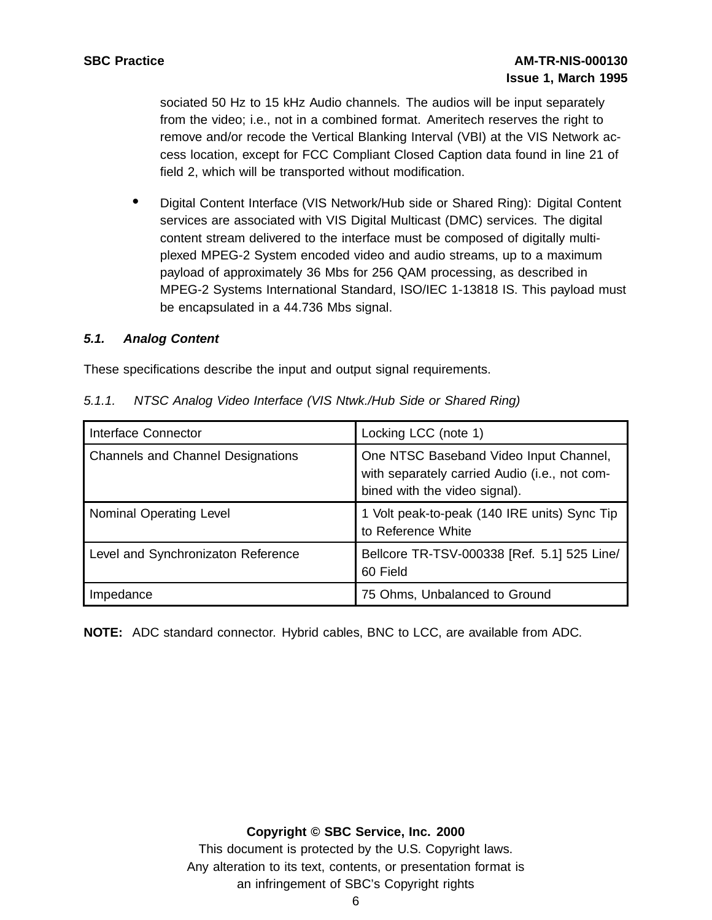sociated 50 Hz to 15 kHz Audio channels. The audios will be input separately from the video; i.e., not in a combined format. Ameritech reserves the right to remove and/or recode the Vertical Blanking Interval (VBI) at the VIS Network access location, except for FCC Compliant Closed Caption data found in line 21 of field 2, which will be transported without modification.

- Digital Content Interface (VIS Network/Hub side or Shared Ring): Digital Content services are associated with VIS Digital Multicast (DMC) services. The digital content stream delivered to the interface must be composed of digitally multiplexed MPEG-2 System encoded video and audio streams, up to a maximum payload of approximately 36 Mbs for 256 QAM processing, as described in MPEG-2 Systems International Standard, ISO/IEC 1-13818 IS. This payload must be encapsulated in a 44.736 Mbs signal.

### *5.1. Analog Content*

These specifications describe the input and output signal requirements.

*5.1.1. NTSC Analog Video Interface (VIS Ntwk./Hub Side or Shared Ring)*

| Interface Connector | Locking LCC (note 1) |
|---|---|
| Channels and Channel Designations | One NTSC Baseband Video Input Channel, with separately carried Audio (i.e., not combined with the video signal). |
| Nominal Operating Level | 1 Volt peak-to-peak (140 IRE units) Sync Tip to Reference White |
| Level and Synchronizaton Reference | Bellcore TR-TSV-000338 [Ref. 5.1] 525 Line/60 Field |
| Impedance | 75 Ohms, Unbalanced to Ground |

**NOTE:** ADC standard connector. Hybrid cables, BNC to LCC, are available from ADC.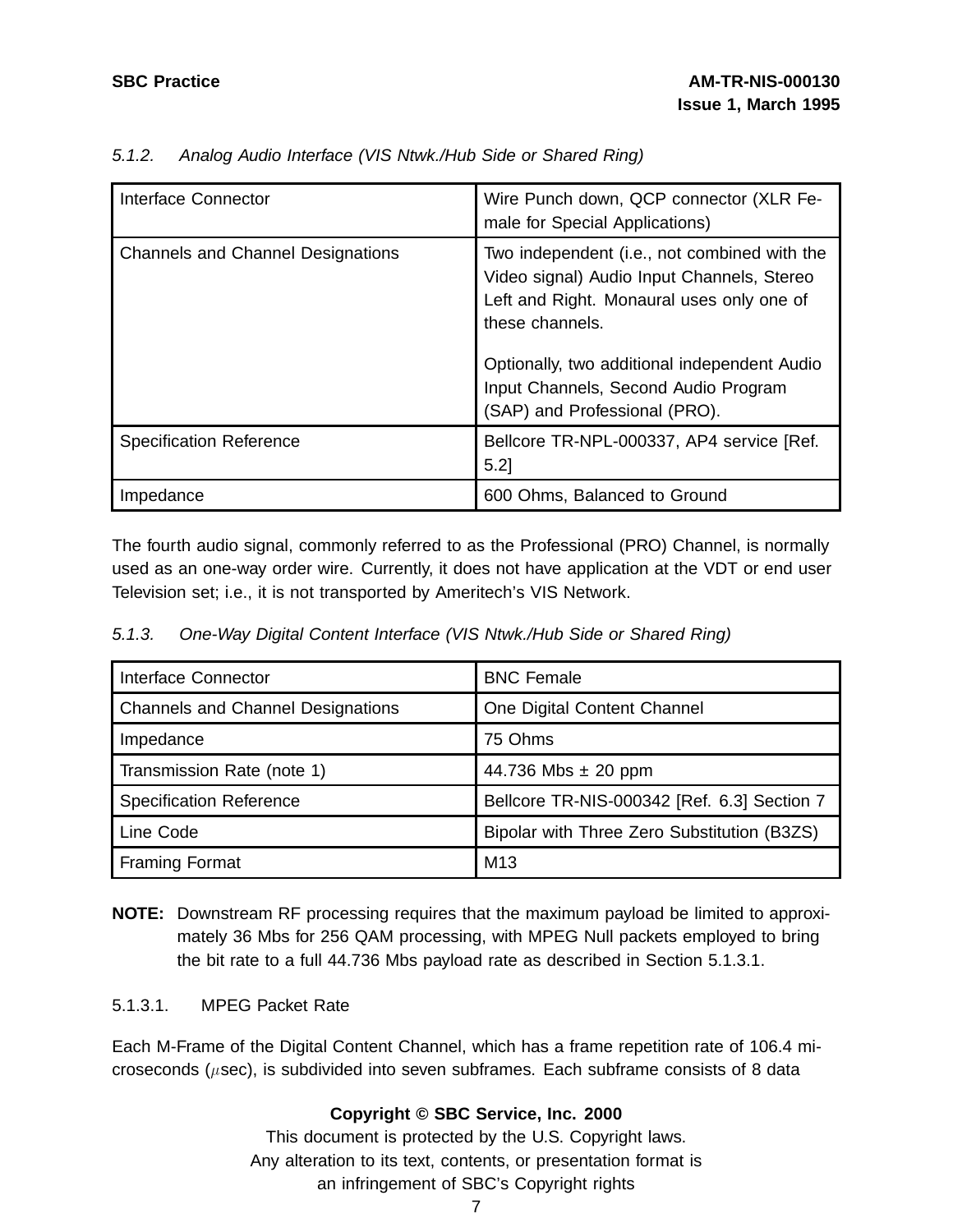*5.1.2. Analog Audio Interface (VIS Ntwk./Hub Side or Shared Ring)*

| | |
|---|---|
| Interface Connector | Wire Punch down, QCP connector (XLR Female for Special Applications) |
| Channels and Channel Designations | Two independent (i.e., not combined with the Video signal) Audio Input Channels, Stereo Left and Right. Monaural uses only one of these channels.<br><br>Optionally, two additional independent Audio Input Channels, Second Audio Program (SAP) and Professional (PRO). |
| Specification Reference | Bellcore TR-NPL-000337, AP4 service [Ref. 5.2] |
| Impedance | 600 Ohms, Balanced to Ground |

The fourth audio signal, commonly referred to as the Professional (PRO) Channel, is normally used as an one-way order wire. Currently, it does not have application at the VDT or end user Television set; i.e., it is not transported by Ameritech's VIS Network.

*5.1.3. One-Way Digital Content Interface (VIS Ntwk./Hub Side or Shared Ring)*

| | |
|---|---|
| Interface Connector | BNC Female |
| Channels and Channel Designations | One Digital Content Channel |
| Impedance | 75 Ohms |
| Transmission Rate (note 1) | 44.736 Mbs ± 20 ppm |
| Specification Reference | Bellcore TR-NIS-000342 [Ref. 6.3] Section 7 |
| Line Code | Bipolar with Three Zero Substitution (B3ZS) |
| Framing Format | M13 |

**NOTE:** Downstream RF processing requires that the maximum payload be limited to approximately 36 Mbs for 256 QAM processing, with MPEG Null packets employed to bring the bit rate to a full 44.736 Mbs payload rate as described in Section 5.1.3.1.

5.1.3.1. MPEG Packet Rate

Each M-Frame of the Digital Content Channel, which has a frame repetition rate of 106.4 microseconds ($\mu$sec), is subdivided into seven subframes. Each subframe consists of 8 data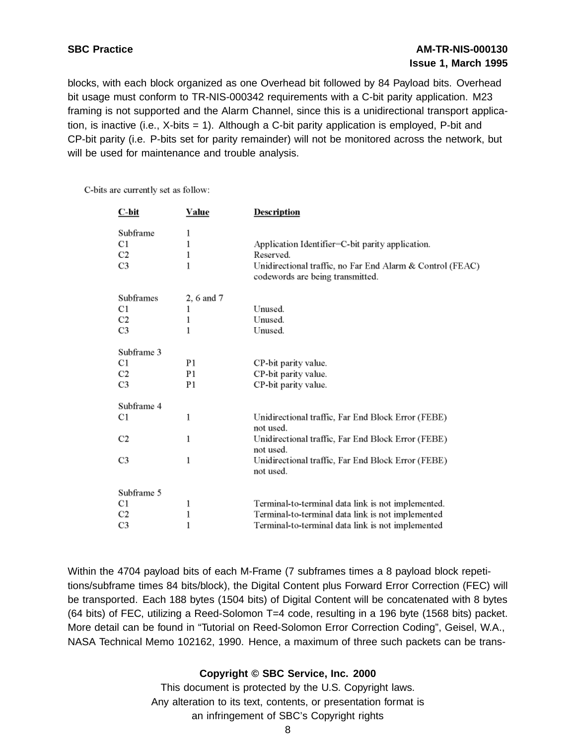blocks, with each block organized as one Overhead bit followed by 84 Payload bits. Overhead bit usage must conform to TR-NIS-000342 requirements with a C-bit parity application. M23 framing is not supported and the Alarm Channel, since this is a unidirectional transport application, is inactive (i.e., X-bits = 1). Although a C-bit parity application is employed, P-bit and CP-bit parity (i.e. P-bits set for parity remainder) will not be monitored across the network, but will be used for maintenance and trouble analysis.

C-bits are currently set as follow:

| C-bit | Value | Description |
|---|---|---|
| Subframe | 1 | |
| C1 | 1 | Application Identifier=C-bit parity application. |
| C2 | 1 | Reserved. |
| C3 | 1 | Unidirectional traffic, no Far End Alarm & Control (FEAC) codewords are being transmitted. |
| Subframes | 2, 6 and 7 | |
| C1 | 1 | Unused. |
| C2 | 1 | Unused. |
| C3 | 1 | Unused. |
| Subframe 3 | | |
| C1 | P1 | CP-bit parity value. |
| C2 | P1 | CP-bit parity value. |
| C3 | P1 | CP-bit parity value. |
| Subframe 4 | | |
| C1 | 1 | Unidirectional traffic, Far End Block Error (FEBE) not used. |
| C2 | 1 | Unidirectional traffic, Far End Block Error (FEBE) not used. |
| C3 | 1 | Unidirectional traffic, Far End Block Error (FEBE) not used. |
| Subframe 5 | | |
| C1 | 1 | Terminal-to-terminal data link is not implemented. |
| C2 | 1 | Terminal-to-terminal data link is not implemented |
| C3 | 1 | Terminal-to-terminal data link is not implemented |

Within the 4704 payload bits of each M-Frame (7 subframes times a 8 payload block repetitions/subframe times 84 bits/block), the Digital Content plus Forward Error Correction (FEC) will be transported. Each 188 bytes (1504 bits) of Digital Content will be concatenated with 8 bytes (64 bits) of FEC, utilizing a Reed-Solomon T=4 code, resulting in a 196 byte (1568 bits) packet. More detail can be found in "Tutorial on Reed-Solomon Error Correction Coding", Geisel, W.A., NASA Technical Memo 102162, 1990. Hence, a maximum of three such packets can be trans-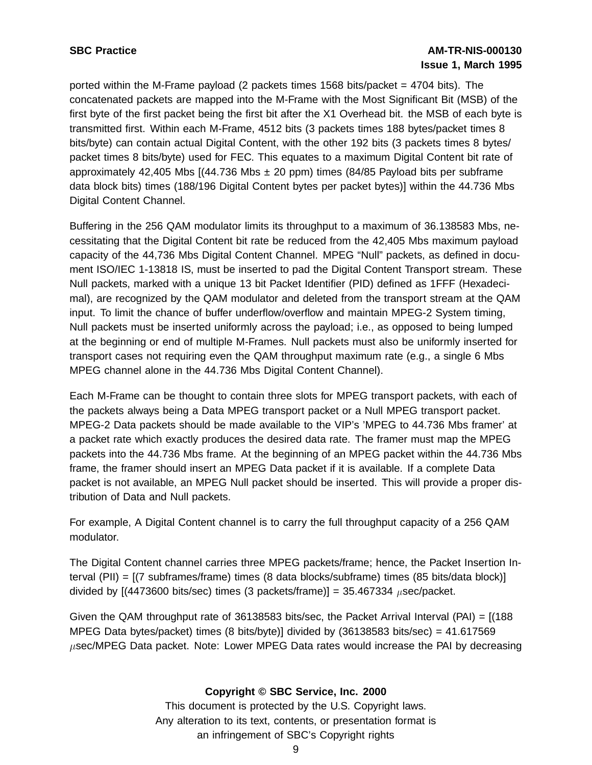ported within the M-Frame payload (2 packets times 1568 bits/packet = 4704 bits). The concatenated packets are mapped into the M-Frame with the Most Significant Bit (MSB) of the first byte of the first packet being the first bit after the X1 Overhead bit. the MSB of each byte is transmitted first. Within each M-Frame, 4512 bits (3 packets times 188 bytes/packet times 8 bits/byte) can contain actual Digital Content, with the other 192 bits (3 packets times 8 bytes/packet times 8 bits/byte) used for FEC. This equates to a maximum Digital Content bit rate of approximately 42,405 Mbs [(44.736 Mbs ± 20 ppm) times (84/85 Payload bits per subframe data block bits) times (188/196 Digital Content bytes per packet bytes)] within the 44.736 Mbs Digital Content Channel.

Buffering in the 256 QAM modulator limits its throughput to a maximum of 36.138583 Mbs, necessitating that the Digital Content bit rate be reduced from the 42,405 Mbs maximum payload capacity of the 44,736 Mbs Digital Content Channel. MPEG “Null” packets, as defined in document ISO/IEC 1-13818 IS, must be inserted to pad the Digital Content Transport stream. These Null packets, marked with a unique 13 bit Packet Identifier (PID) defined as 1FFF (Hexadecimal), are recognized by the QAM modulator and deleted from the transport stream at the QAM input. To limit the chance of buffer underflow/overflow and maintain MPEG-2 System timing, Null packets must be inserted uniformly across the payload; i.e., as opposed to being lumped at the beginning or end of multiple M-Frames. Null packets must also be uniformly inserted for transport cases not requiring even the QAM throughput maximum rate (e.g., a single 6 Mbs MPEG channel alone in the 44.736 Mbs Digital Content Channel).

Each M-Frame can be thought to contain three slots for MPEG transport packets, with each of the packets always being a Data MPEG transport packet or a Null MPEG transport packet. MPEG-2 Data packets should be made available to the VIP’s ’MPEG to 44.736 Mbs framer’ at a packet rate which exactly produces the desired data rate. The framer must map the MPEG packets into the 44.736 Mbs frame. At the beginning of an MPEG packet within the 44.736 Mbs frame, the framer should insert an MPEG Data packet if it is available. If a complete Data packet is not available, an MPEG Null packet should be inserted. This will provide a proper distribution of Data and Null packets.

For example, A Digital Content channel is to carry the full throughput capacity of a 256 QAM modulator.

The Digital Content channel carries three MPEG packets/frame; hence, the Packet Insertion Interval (PII) = [(7 subframes/frame) times (8 data blocks/subframe) times (85 bits/data block)] divided by [(4473600 bits/sec) times (3 packets/frame)] = 35.467334 $\mu$sec/packet.

Given the QAM throughput rate of 36138583 bits/sec, the Packet Arrival Interval (PAI) = [(188 MPEG Data bytes/packet) times (8 bits/byte)] divided by (36138583 bits/sec) = 41.617569 $\mu$sec/MPEG Data packet. Note: Lower MPEG Data rates would increase the PAI by decreasing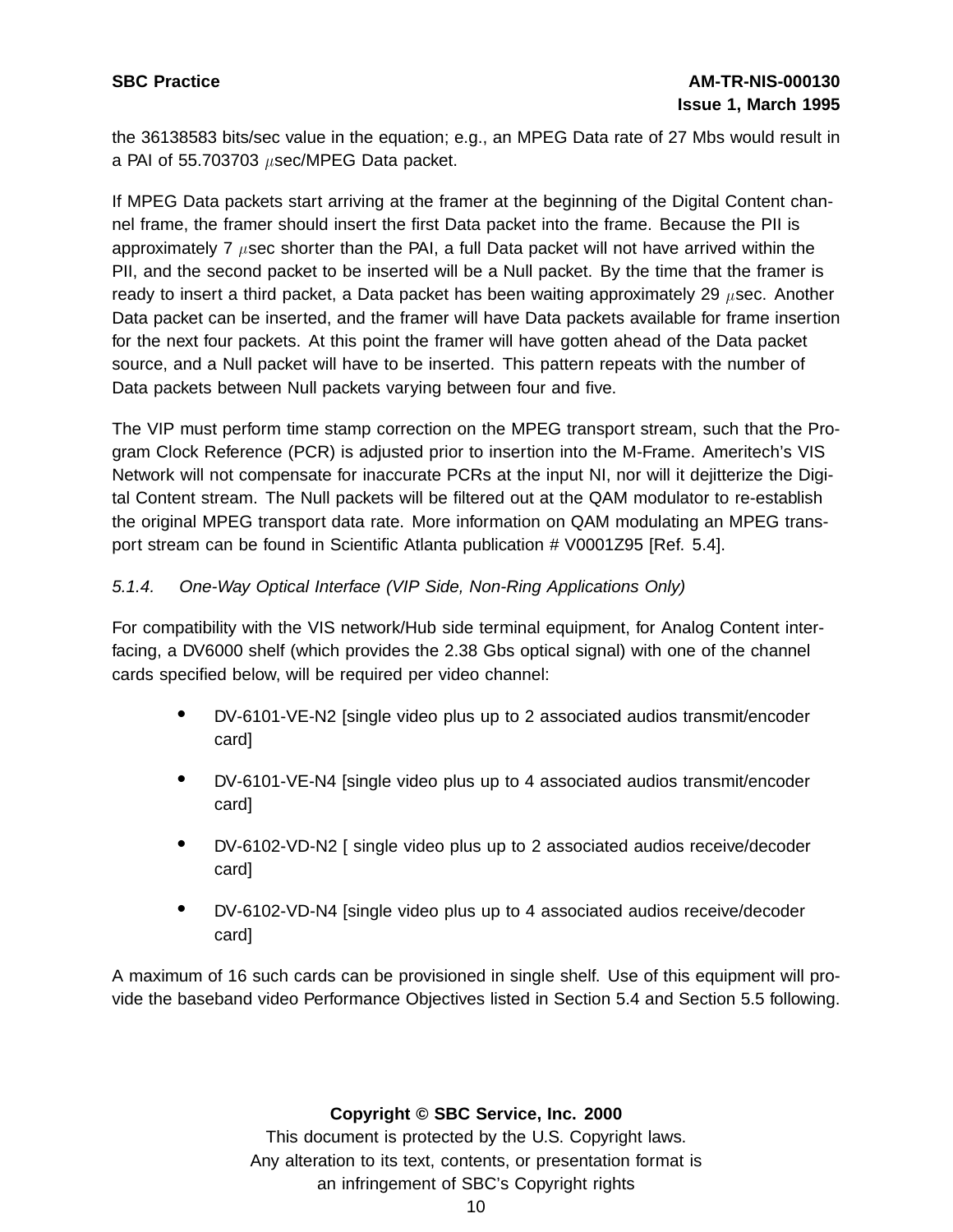the 36138583 bits/sec value in the equation; e.g., an MPEG Data rate of 27 Mbs would result in a PAI of 55.703703 $\mu$sec/MPEG Data packet.

If MPEG Data packets start arriving at the framer at the beginning of the Digital Content channel frame, the framer should insert the first Data packet into the frame. Because the PII is approximately 7 $\mu$sec shorter than the PAI, a full Data packet will not have arrived within the PII, and the second packet to be inserted will be a Null packet. By the time that the framer is ready to insert a third packet, a Data packet has been waiting approximately 29 $\mu$sec. Another Data packet can be inserted, and the framer will have Data packets available for frame insertion for the next four packets. At this point the framer will have gotten ahead of the Data packet source, and a Null packet will have to be inserted. This pattern repeats with the number of Data packets between Null packets varying between four and five.

The VIP must perform time stamp correction on the MPEG transport stream, such that the Program Clock Reference (PCR) is adjusted prior to insertion into the M-Frame. Ameritech's VIS Network will not compensate for inaccurate PCRs at the input NI, nor will it dejitterize the Digital Content stream. The Null packets will be filtered out at the QAM modulator to re-establish the original MPEG transport data rate. More information on QAM modulating an MPEG transport stream can be found in Scientific Atlanta publication # V0001Z95 [Ref. 5.4].

### *5.1.4. One-Way Optical Interface (VIP Side, Non-Ring Applications Only)*

For compatibility with the VIS network/Hub side terminal equipment, for Analog Content interfacing, a DV6000 shelf (which provides the 2.38 Gbs optical signal) with one of the channel cards specified below, will be required per video channel:

- DV-6101-VE-N2 [single video plus up to 2 associated audios transmit/encoder card]
- DV-6101-VE-N4 [single video plus up to 4 associated audios transmit/encoder card]
- DV-6102-VD-N2 [ single video plus up to 2 associated audios receive/decoder card]
- DV-6102-VD-N4 [single video plus up to 4 associated audios receive/decoder card]

A maximum of 16 such cards can be provisioned in single shelf. Use of this equipment will provide the baseband video Performance Objectives listed in Section 5.4 and Section 5.5 following.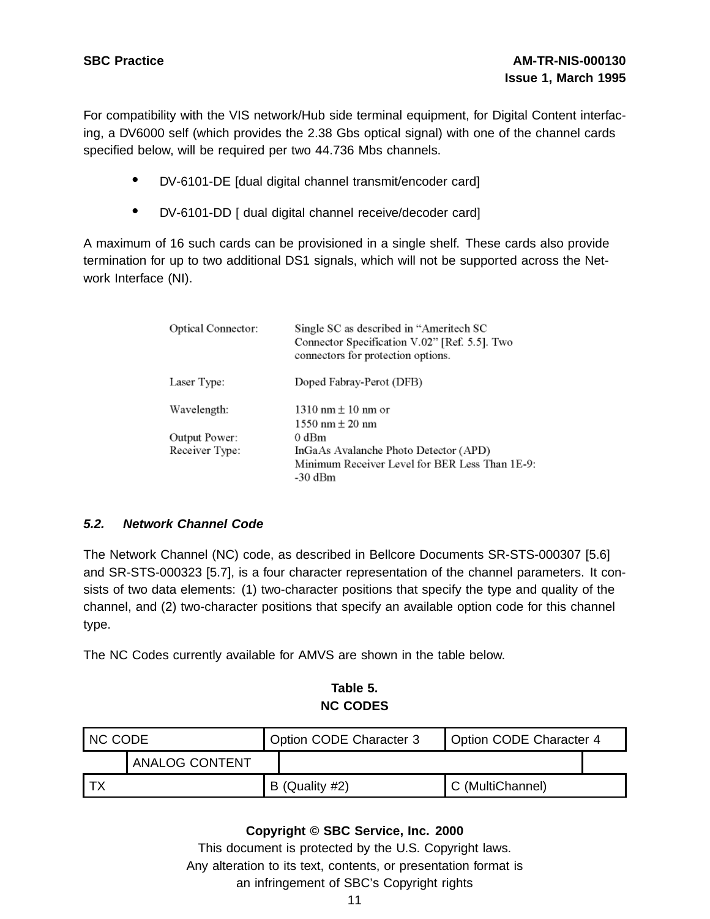For compatibility with the VIS network/Hub side terminal equipment, for Digital Content interfacing, a DV6000 self (which provides the 2.38 Gbs optical signal) with one of the channel cards specified below, will be required per two 44.736 Mbs channels.

- DV-6101-DE [dual digital channel transmit/encoder card]
- DV-6101-DD [ dual digital channel receive/decoder card]

A maximum of 16 such cards can be provisioned in a single shelf. These cards also provide termination for up to two additional DS1 signals, which will not be supported across the Network Interface (NI).

Optical Connector: Single SC as described in "Ameritech SC Connector Specification V.02" [Ref. 5.5]. Two connectors for protection options.

Laser Type: Doped Fabray-Perot (DFB)

Wavelength: 1310 nm ± 10 nm or 1550 nm ± 20 nm

Output Power: 0 dBm

Receiver Type: InGaAs Avalanche Photo Detector (APD) Minimum Receiver Level for BER Less Than 1E-9: -30 dBm

### *5.2. Network Channel Code*

The Network Channel (NC) code, as described in Bellcore Documents SR-STS-000307 [5.6] and SR-STS-000323 [5.7], is a four character representation of the channel parameters. It consists of two data elements: (1) two-character positions that specify the type and quality of the channel, and (2) two-character positions that specify an available option code for this channel type.

The NC Codes currently available for AMVS are shown in the table below.

**Table 5.**
**NC CODES**

| NC CODE | Option CODE Character 3 | Option CODE Character 4 |
|---|---|---|
| ANALOG CONTENT | | |
| TX | B (Quality #2) | C (MultiChannel) |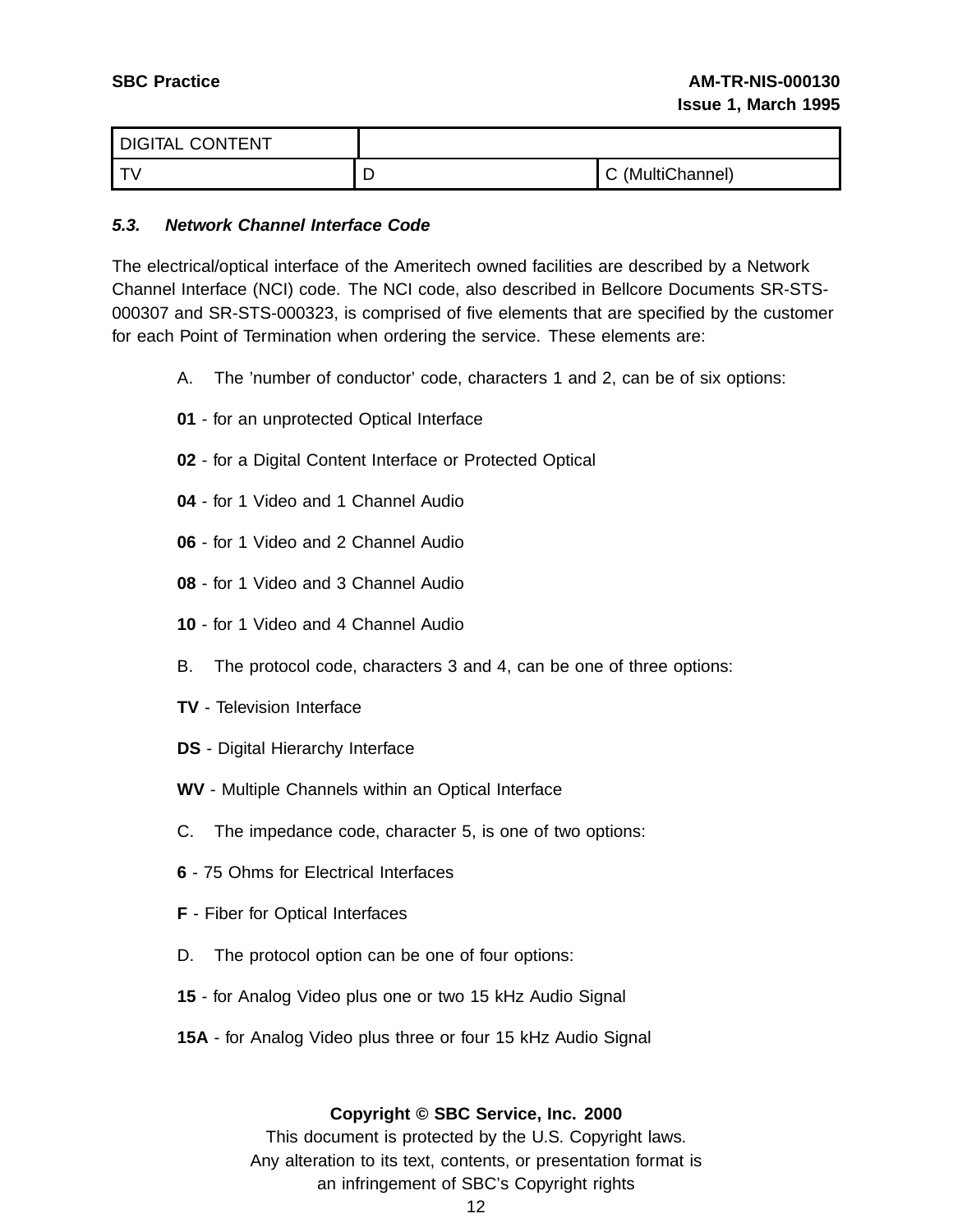| DIGITAL CONTENT | | |
|---|---|---|
| TV | D | C (MultiChannel) |

### *5.3. Network Channel Interface Code*

The electrical/optical interface of the Ameritech owned facilities are described by a Network Channel Interface (NCI) code. The NCI code, also described in Bellcore Documents SR-STS-000307 and SR-STS-000323, is comprised of five elements that are specified by the customer for each Point of Termination when ordering the service. These elements are:

A. The 'number of conductor' code, characters 1 and 2, can be of six options:

**01** - for an unprotected Optical Interface

**02** - for a Digital Content Interface or Protected Optical

**04** - for 1 Video and 1 Channel Audio

**06** - for 1 Video and 2 Channel Audio

**08** - for 1 Video and 3 Channel Audio

**10** - for 1 Video and 4 Channel Audio

B. The protocol code, characters 3 and 4, can be one of three options:

**TV** - Television Interface

**DS** - Digital Hierarchy Interface

**WV** - Multiple Channels within an Optical Interface

C. The impedance code, character 5, is one of two options:

**6** - 75 Ohms for Electrical Interfaces

**F** - Fiber for Optical Interfaces

D. The protocol option can be one of four options:

**15** - for Analog Video plus one or two 15 kHz Audio Signal

**15A** - for Analog Video plus three or four 15 kHz Audio Signal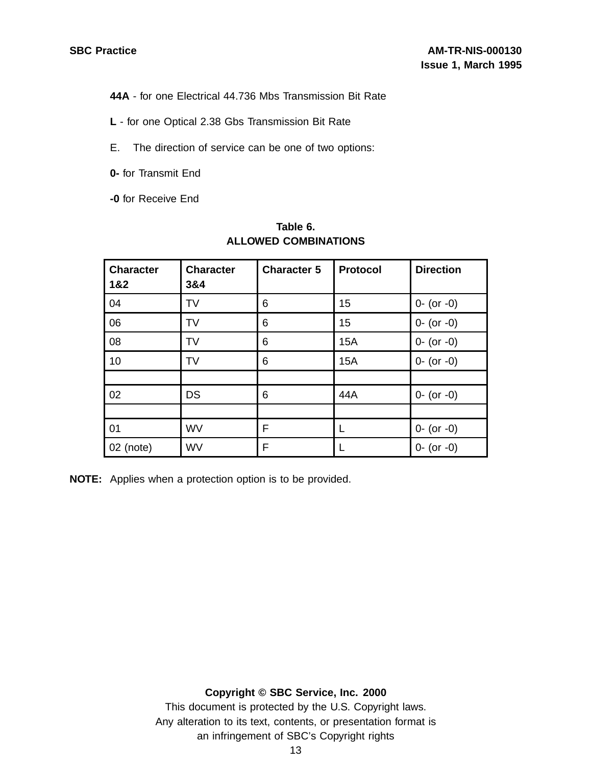**44A** - for one Electrical 44.736 Mbs Transmission Bit Rate

**L** - for one Optical 2.38 Gbs Transmission Bit Rate

E. The direction of service can be one of two options:

**0-** for Transmit End

**-0** for Receive End

**Table 6.**
**ALLOWED COMBINATIONS**

| Character 1&2 | Character 3&4 | Character 5 | Protocol | Direction |
|---|---|---|---|---|
| 04 | TV | 6 | 15 | 0- (or -0) |
| 06 | TV | 6 | 15 | 0- (or -0) |
| 08 | TV | 6 | 15A | 0- (or -0) |
| 10 | TV | 6 | 15A | 0- (or -0) |
| | | | | |
| 02 | DS | 6 | 44A | 0- (or -0) |
| | | | | |
| 01 | WV | F | L | 0- (or -0) |
| 02 (note) | WV | F | L | 0- (or -0) |

**NOTE:** Applies when a protection option is to be provided.

**Copyright © SBC Service, Inc. 2000**
This document is protected by the U.S. Copyright laws.
Any alteration to its text, contents, or presentation format is an infringement of SBC's Copyright rights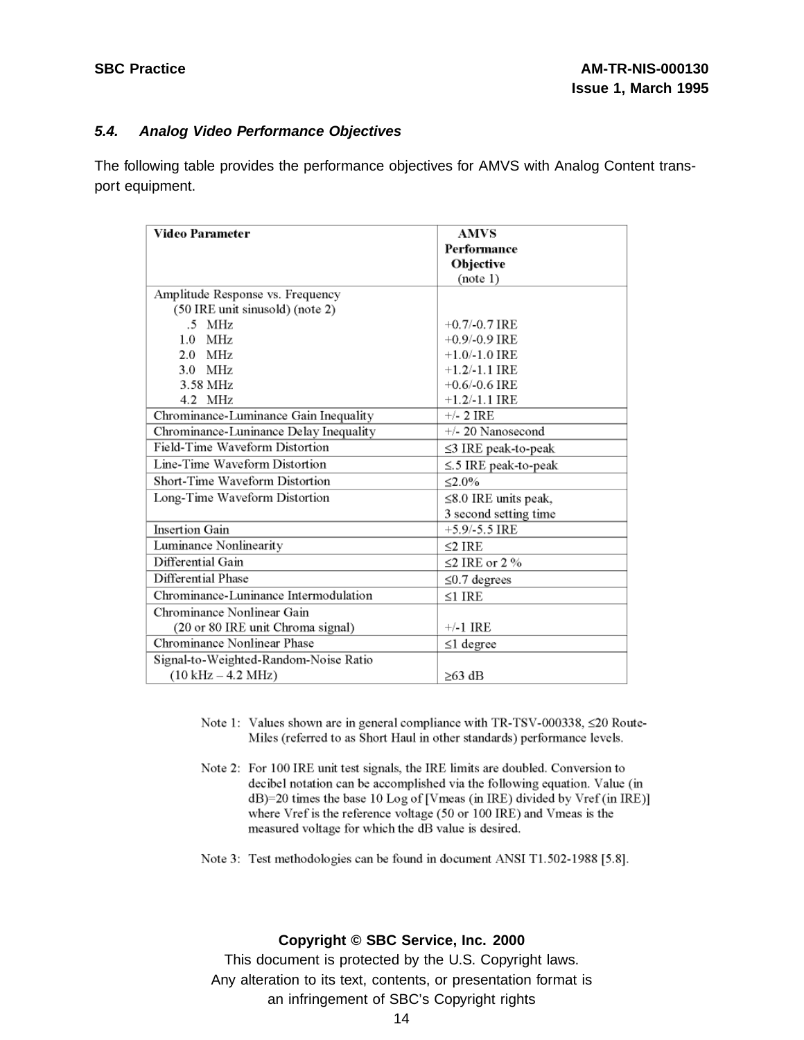### *5.4. Analog Video Performance Objectives*

The following table provides the performance objectives for AMVS with Analog Content transport equipment.

| Video Parameter | AMVS Performance Objective (note 1) |
|---|---|
| Amplitude Response vs. Frequency (50 IRE unit sinusold) (note 2) | |
| .5 MHz | +0.7/-0.7 IRE |
| 1.0 MHz | +0.9/-0.9 IRE |
| 2.0 MHz | +1.0/-1.0 IRE |
| 3.0 MHz | +1.2/-1.1 IRE |
| 3.58 MHz | +0.6/-0.6 IRE |
| 4.2 MHz | +1.2/-1.1 IRE |
| Chrominance-Luminance Gain Inequality | +/- 2 IRE |
| Chrominance-Luninance Delay Inequality | +/- 20 Nanosecond |
| Field-Time Waveform Distortion | ≤3 IRE peak-to-peak |
| Line-Time Waveform Distortion | ≤.5 IRE peak-to-peak |
| Short-Time Waveform Distortion | ≤2.0% |
| Long-Time Waveform Distortion | ≤8.0 IRE units peak, 3 second setting time |
| Insertion Gain | +5.9/-5.5 IRE |
| Luminance Nonlinearity | ≤2 IRE |
| Differential Gain | ≤2 IRE or 2 % |
| Differential Phase | ≤0.7 degrees |
| Chrominance-Luminance Intermodulation | ≤1 IRE |
| Chrominance Nonlinear Gain (20 or 80 IRE unit Chroma signal) | +/-1 IRE |
| Chrominance Nonlinear Phase | ≤1 degree |
| Signal-to-Weighted-Random-Noise Ratio (10 kHz – 4.2 MHz) | ≥63 dB |

Note 1: Values shown are in general compliance with TR-TSV-000338, ≤20 Route-Miles (referred to as Short Haul in other standards) performance levels.

Note 2: For 100 IRE unit test signals, the IRE limits are doubled. Conversion to decibel notation can be accomplished via the following equation. Value (in dB)=20 times the base 10 Log of [Vmeas (in IRE) divided by Vref (in IRE)] where Vref is the reference voltage (50 or 100 IRE) and Vmeas is the measured voltage for which the dB value is desired.

Note 3: Test methodologies can be found in document ANSI T1.502-1988 [5.8].

**Copyright © SBC Service, Inc. 2000**

This document is protected by the U.S. Copyright laws.
Any alteration to its text, contents, or presentation format is an infringement of SBC's Copyright rights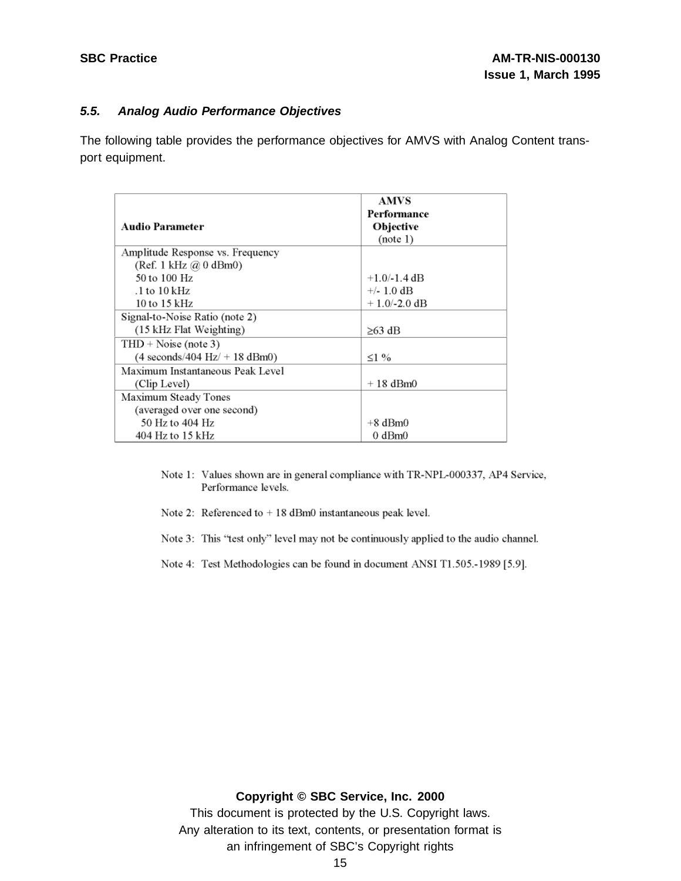### *5.5. Analog Audio Performance Objectives*

The following table provides the performance objectives for AMVS with Analog Content transport equipment.

| **Audio Parameter** | **AMVS Performance Objective** (note 1) |
|---|---|
| Amplitude Response vs. Frequency<br>(Ref. 1 kHz @ 0 dBm0)<br>50 to 100 Hz<br>.1 to 10 kHz<br>10 to 15 kHz | <br><br>+1.0/-1.4 dB<br>+/- 1.0 dB<br>+ 1.0/-2.0 dB |
| Signal-to-Noise Ratio (note 2)<br>(15 kHz Flat Weighting) | ≥63 dB |
| THD + Noise (note 3)<br>(4 seconds/404 Hz/ + 18 dBm0) | ≤1 % |
| Maximum Instantaneous Peak Level<br>(Clip Level) | + 18 dBm0 |
| Maximum Steady Tones<br>(averaged over one second)<br>50 Hz to 404 Hz<br>404 Hz to 15 kHz | <br><br>+8 dBm0<br>0 dBm0 |

Note 1: Values shown are in general compliance with TR-NPL-000337, AP4 Service, Performance levels.

Note 2: Referenced to + 18 dBm0 instantaneous peak level.

Note 3: This "test only" level may not be continuously applied to the audio channel.

Note 4: Test Methodologies can be found in document ANSI T1.505.-1989 [5.9].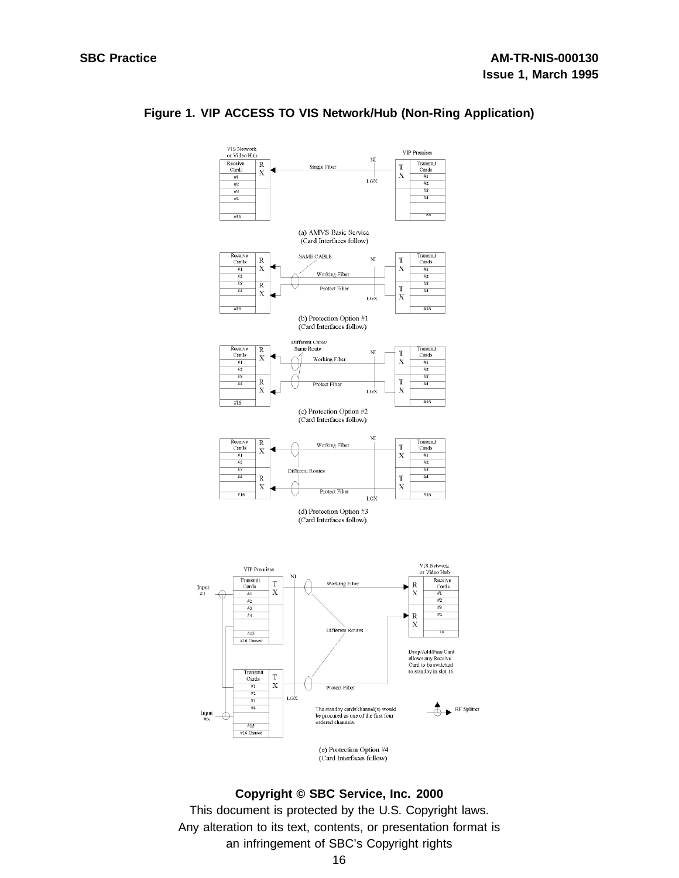**Figure 1. VIP ACCESS TO VIS Network/Hub (Non-Ring Application)**

(a) AMVS Basic Service
(Card Interfaces follow)

(b) Protection Option #1
(Card Interfaces follow)

(c) Protection Option #2
(Card Interfaces follow)

(d) Protection Option #3
(Card Interfaces follow)

(e) Protection Option #4
(Card Interfaces follow)

**Copyright © SBC Service, Inc. 2000**

This document is protected by the U.S. Copyright laws.
Any alteration to its text, contents, or presentation format is
an infringement of SBC's Copyright rights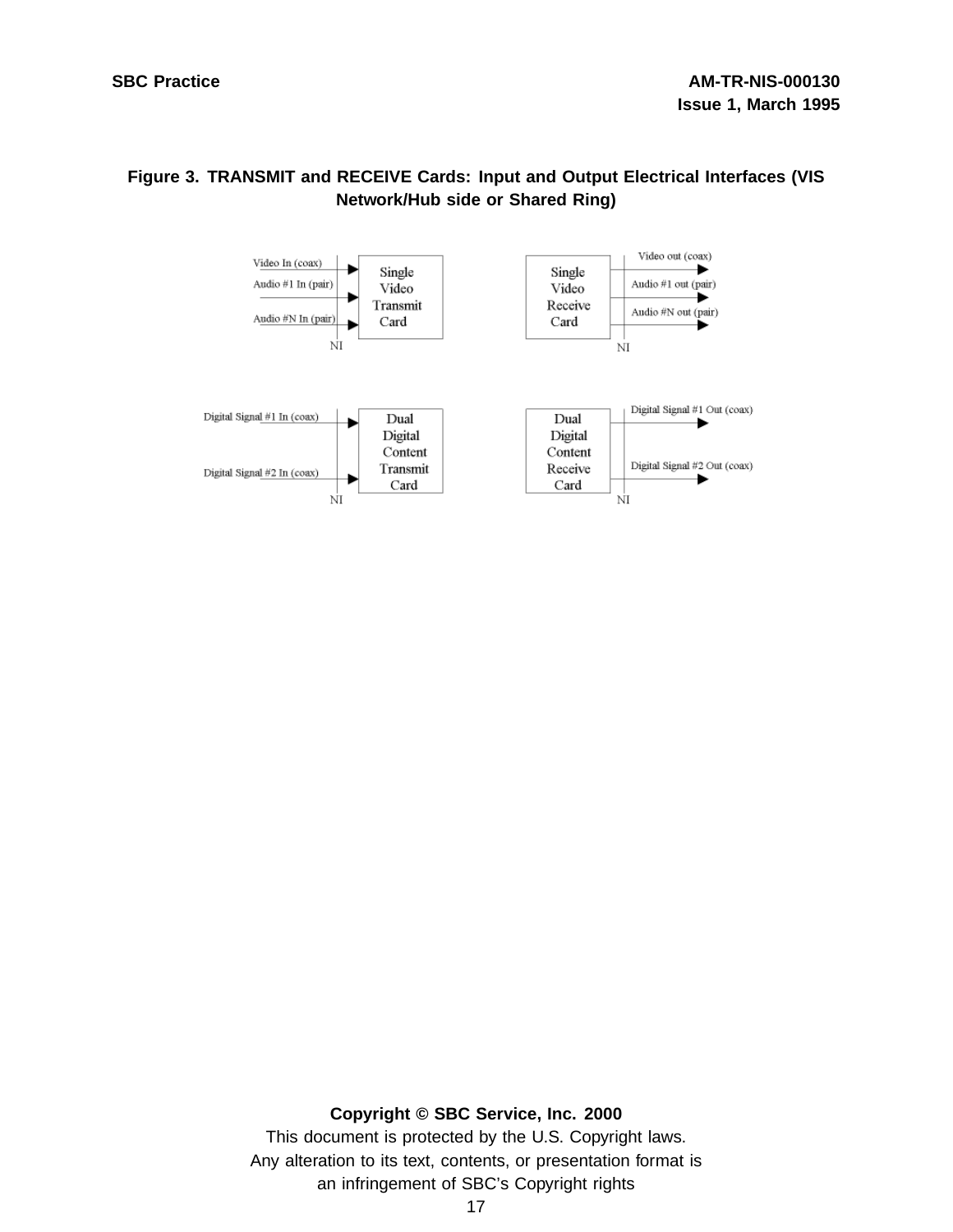**Figure 3. TRANSMIT and RECEIVE Cards: Input and Output Electrical Interfaces (VIS Network/Hub side or Shared Ring)**

Video In (coax)
Audio #1 In (pair)
Audio #N In (pair)
NI
Single Video Transmit Card

Single Video Receive Card
NI
Video out (coax)
Audio #1 out (pair)
Audio #N out (pair)

Digital Signal #1 In (coax)
Digital Signal #2 In (coax)
NI
Dual Digital Content Transmit Card

Dual Digital Content Receive Card
NI
Digital Signal #1 Out (coax)
Digital Signal #2 Out (coax)

**Copyright © SBC Service, Inc. 2000**

This document is protected by the U.S. Copyright laws.
Any alteration to its text, contents, or presentation format is an infringement of SBC's Copyright rights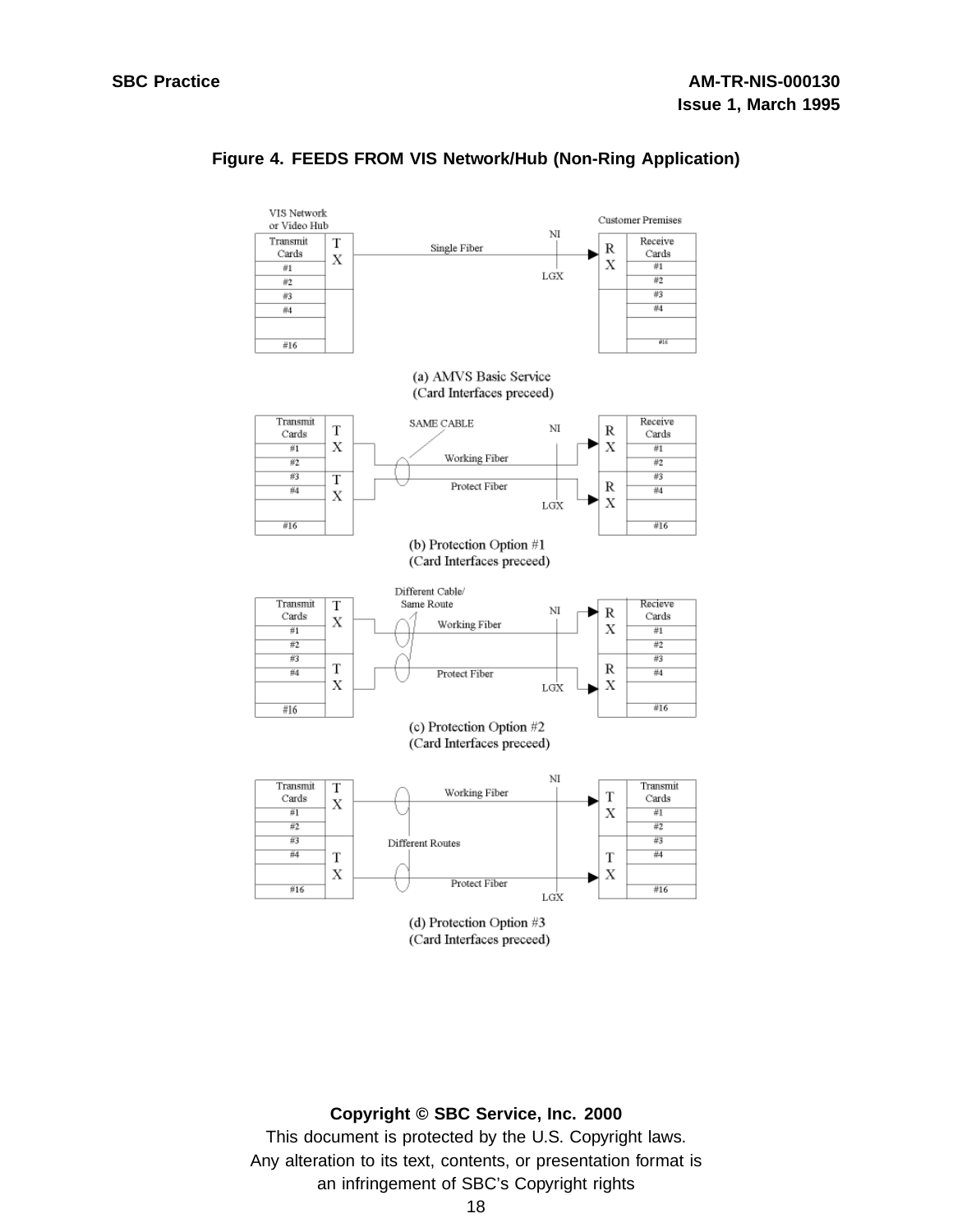**Figure 4. FEEDS FROM VIS Network/Hub (Non-Ring Application)**

VIS Network or Video Hub

Customer Premises

(a) AMVS Basic Service
(Card Interfaces preceed)

(b) Protection Option #1
(Card Interfaces preceed)

(c) Protection Option #2
(Card Interfaces preceed)

(d) Protection Option #3
(Card Interfaces preceed)

**Copyright © SBC Service, Inc. 2000**
This document is protected by the U.S. Copyright laws.
Any alteration to its text, contents, or presentation format is an infringement of SBC's Copyright rights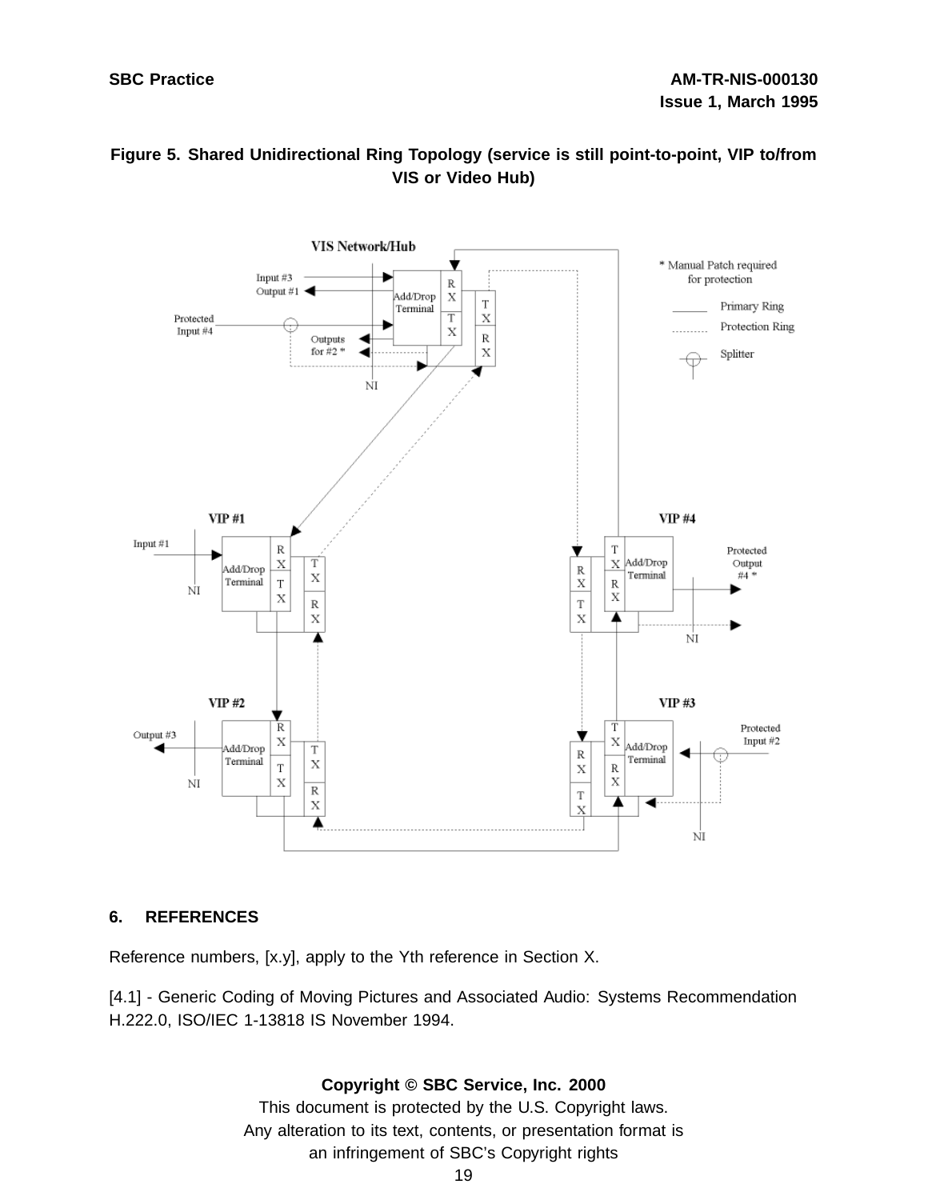Figure 5. Shared Unidirectional Ring Topology (service is still point-to-point, VIP to/from VIS or Video Hub)

## 6. REFERENCES

Reference numbers, [x.y], apply to the Yth reference in Section X.

[4.1] - Generic Coding of Moving Pictures and Associated Audio: Systems Recommendation H.222.0, ISO/IEC 1-13818 IS November 1994.

**Copyright © SBC Service, Inc. 2000**

This document is protected by the U.S. Copyright laws.

Any alteration to its text, contents, or presentation format is an infringement of SBC's Copyright rights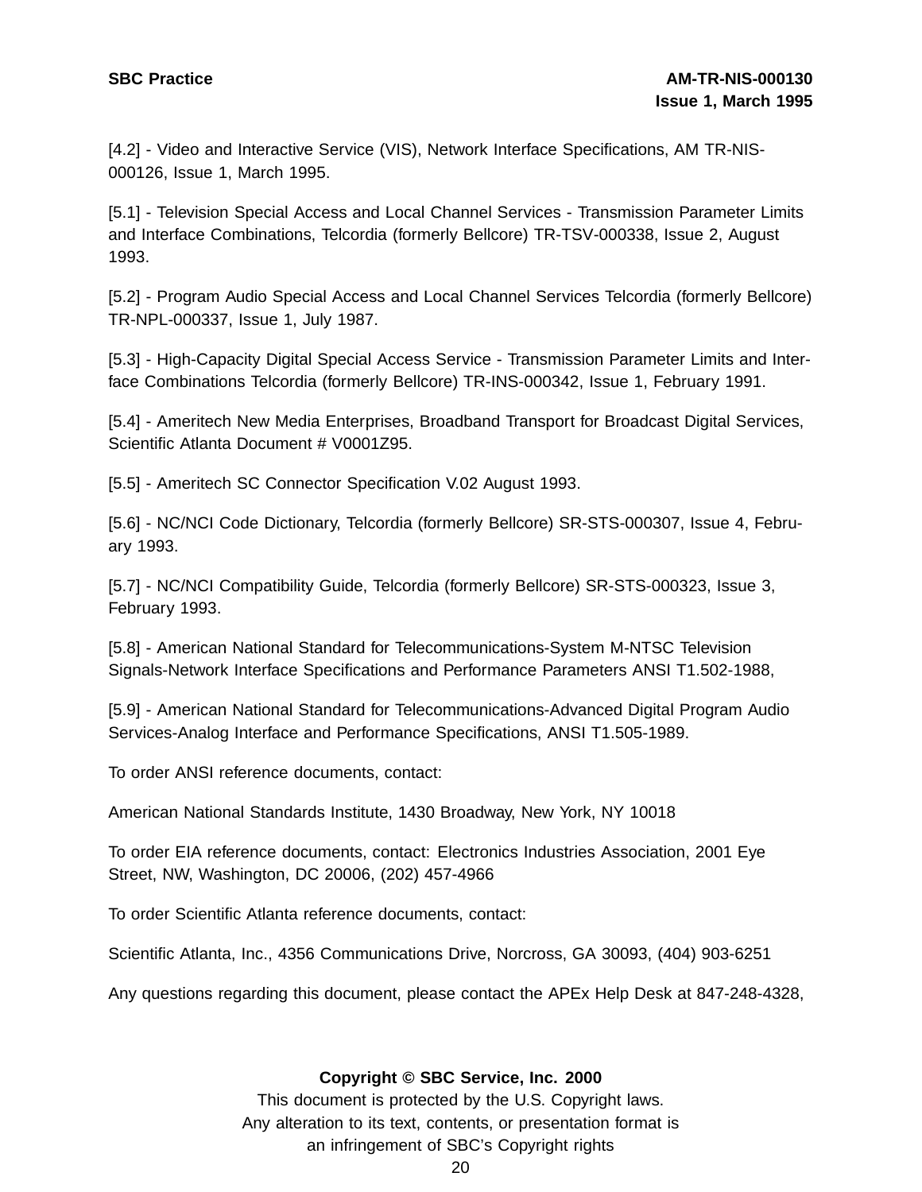[4.2] - Video and Interactive Service (VIS), Network Interface Specifications, AM TR-NIS-000126, Issue 1, March 1995.

[5.1] - Television Special Access and Local Channel Services - Transmission Parameter Limits and Interface Combinations, Telcordia (formerly Bellcore) TR-TSV-000338, Issue 2, August 1993.

[5.2] - Program Audio Special Access and Local Channel Services Telcordia (formerly Bellcore) TR-NPL-000337, Issue 1, July 1987.

[5.3] - High-Capacity Digital Special Access Service - Transmission Parameter Limits and Interface Combinations Telcordia (formerly Bellcore) TR-INS-000342, Issue 1, February 1991.

[5.4] - Ameritech New Media Enterprises, Broadband Transport for Broadcast Digital Services, Scientific Atlanta Document # V0001Z95.

[5.5] - Ameritech SC Connector Specification V.02 August 1993.

[5.6] - NC/NCI Code Dictionary, Telcordia (formerly Bellcore) SR-STS-000307, Issue 4, February 1993.

[5.7] - NC/NCI Compatibility Guide, Telcordia (formerly Bellcore) SR-STS-000323, Issue 3, February 1993.

[5.8] - American National Standard for Telecommunications-System M-NTSC Television Signals-Network Interface Specifications and Performance Parameters ANSI T1.502-1988,

[5.9] - American National Standard for Telecommunications-Advanced Digital Program Audio Services-Analog Interface and Performance Specifications, ANSI T1.505-1989.

To order ANSI reference documents, contact:

American National Standards Institute, 1430 Broadway, New York, NY 10018

To order EIA reference documents, contact: Electronics Industries Association, 2001 Eye Street, NW, Washington, DC 20006, (202) 457-4966

To order Scientific Atlanta reference documents, contact:

Scientific Atlanta, Inc., 4356 Communications Drive, Norcross, GA 30093, (404) 903-6251

Any questions regarding this document, please contact the APEx Help Desk at 847-248-4328,